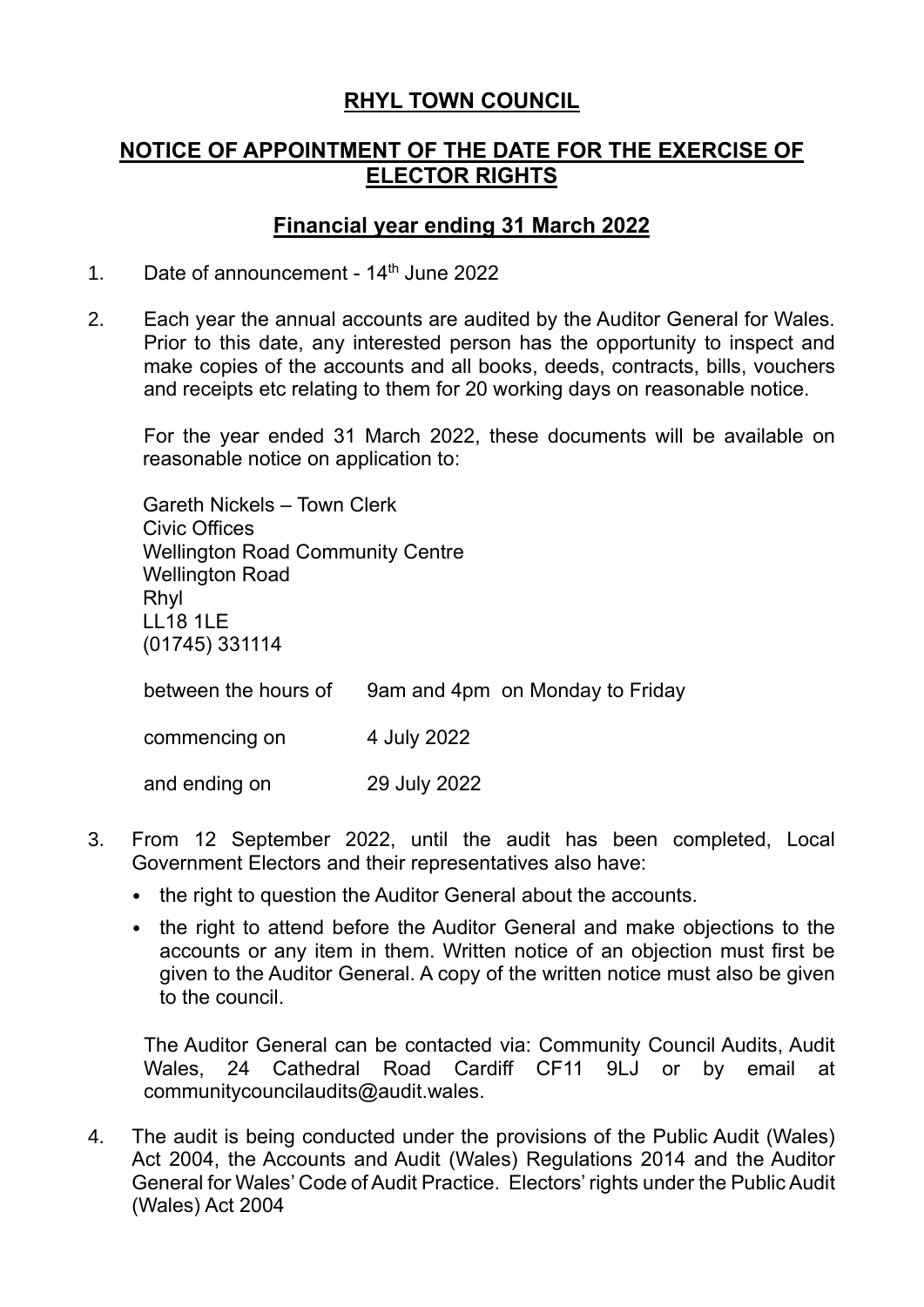# RHYL TOWN COUNCIL

## NOTICE OF APPOINTMENT OF THE DATE FOR THE EXERCISE OF ELECTOR RIGHTS

### Financial year ending 31 March 2022

1. Date of announcement - 14th June 2022

2. Each year the annual accounts are audited by the Auditor General for Wales. Prior to this date, any interested person has the opportunity to inspect and make copies of the accounts and all books, deeds, contracts, bills, vouchers and receipts etc relating to them for 20 working days on reasonable notice.

   For the year ended 31 March 2022, these documents will be available on reasonable notice on application to:

   Gareth Nickels – Town Clerk
   Civic Offices
   Wellington Road Community Centre
   Wellington Road
   Rhyl
   LL18 1LE
   (01745) 331114

   between the hours of 9am and 4pm on Monday to Friday

   commencing on 4 July 2022

   and ending on 29 July 2022

3. From 12 September 2022, until the audit has been completed, Local Government Electors and their representatives also have:

   - the right to question the Auditor General about the accounts.
   - the right to attend before the Auditor General and make objections to the accounts or any item in them. Written notice of an objection must first be given to the Auditor General. A copy of the written notice must also be given to the council.

   The Auditor General can be contacted via: Community Council Audits, Audit Wales, 24 Cathedral Road Cardiff CF11 9LJ or by email at communitycouncilaudits@audit.wales.

4. The audit is being conducted under the provisions of the Public Audit (Wales) Act 2004, the Accounts and Audit (Wales) Regulations 2014 and the Auditor General for Wales' Code of Audit Practice. Electors' rights under the Public Audit (Wales) Act 2004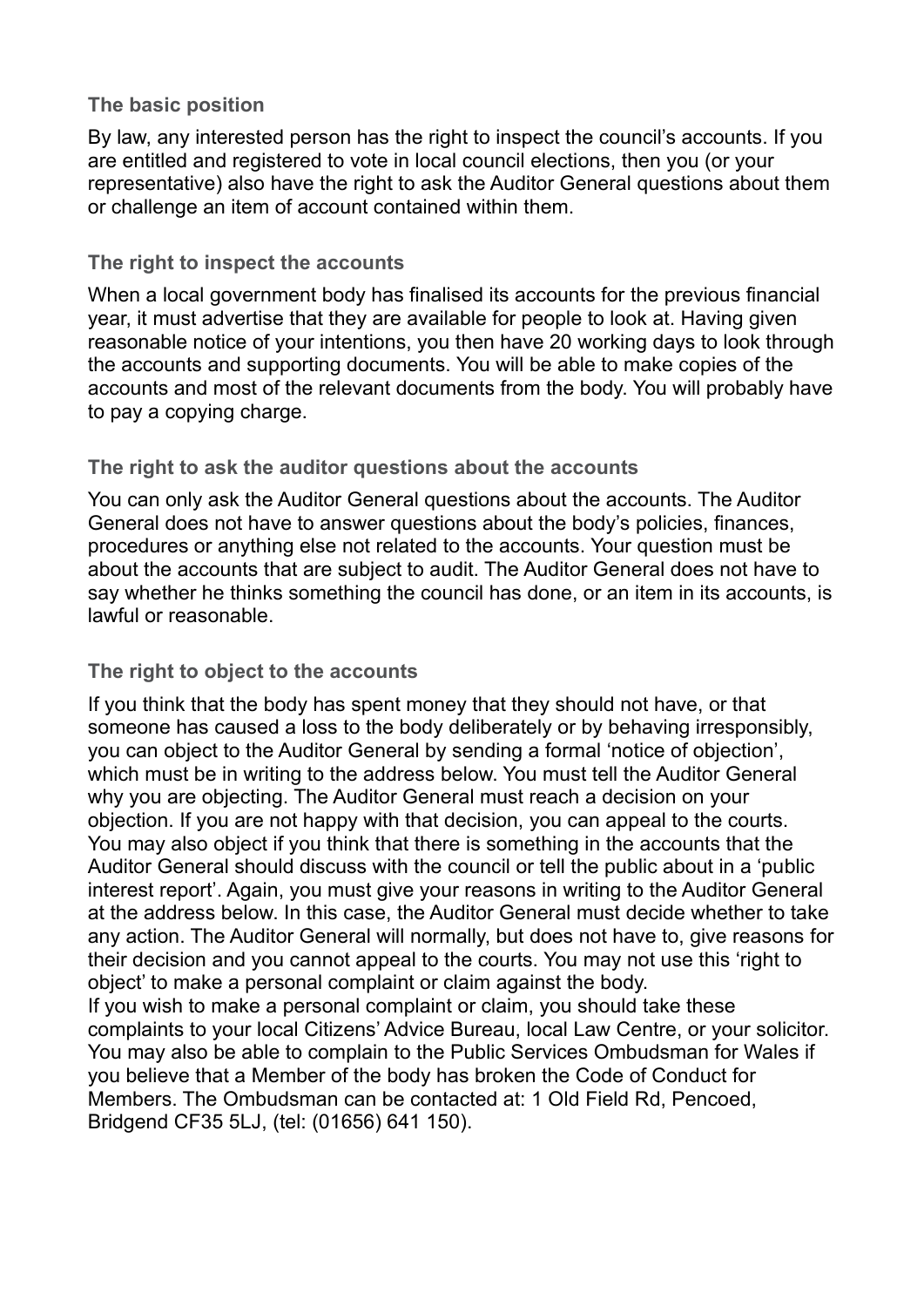### The basic position

By law, any interested person has the right to inspect the council's accounts. If you are entitled and registered to vote in local council elections, then you (or your representative) also have the right to ask the Auditor General questions about them or challenge an item of account contained within them.

### The right to inspect the accounts

When a local government body has finalised its accounts for the previous financial year, it must advertise that they are available for people to look at. Having given reasonable notice of your intentions, you then have 20 working days to look through the accounts and supporting documents. You will be able to make copies of the accounts and most of the relevant documents from the body. You will probably have to pay a copying charge.

### The right to ask the auditor questions about the accounts

You can only ask the Auditor General questions about the accounts. The Auditor General does not have to answer questions about the body's policies, finances, procedures or anything else not related to the accounts. Your question must be about the accounts that are subject to audit. The Auditor General does not have to say whether he thinks something the council has done, or an item in its accounts, is lawful or reasonable.

### The right to object to the accounts

If you think that the body has spent money that they should not have, or that someone has caused a loss to the body deliberately or by behaving irresponsibly, you can object to the Auditor General by sending a formal 'notice of objection', which must be in writing to the address below. You must tell the Auditor General why you are objecting. The Auditor General must reach a decision on your objection. If you are not happy with that decision, you can appeal to the courts. You may also object if you think that there is something in the accounts that the Auditor General should discuss with the council or tell the public about in a 'public interest report'. Again, you must give your reasons in writing to the Auditor General at the address below. In this case, the Auditor General must decide whether to take any action. The Auditor General will normally, but does not have to, give reasons for their decision and you cannot appeal to the courts. You may not use this 'right to object' to make a personal complaint or claim against the body.

If you wish to make a personal complaint or claim, you should take these complaints to your local Citizens' Advice Bureau, local Law Centre, or your solicitor. You may also be able to complain to the Public Services Ombudsman for Wales if you believe that a Member of the body has broken the Code of Conduct for Members. The Ombudsman can be contacted at: 1 Old Field Rd, Pencoed, Bridgend CF35 5LJ, (tel: (01656) 641 150).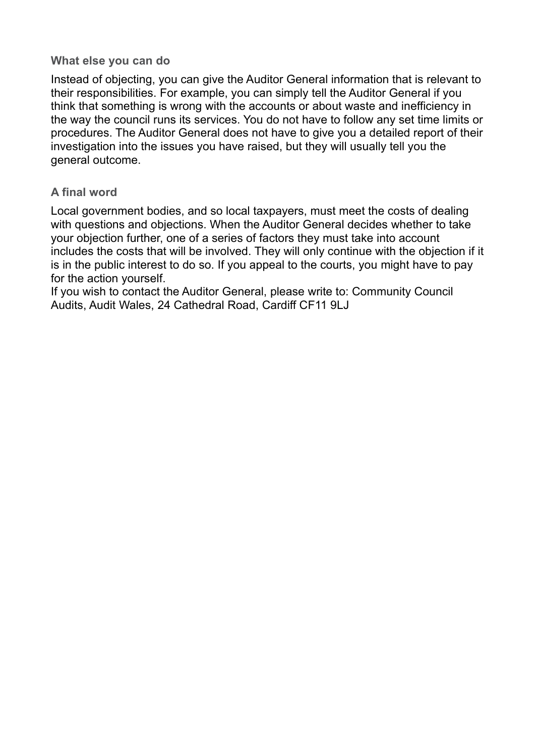### What else you can do

Instead of objecting, you can give the Auditor General information that is relevant to their responsibilities. For example, you can simply tell the Auditor General if you think that something is wrong with the accounts or about waste and inefficiency in the way the council runs its services. You do not have to follow any set time limits or procedures. The Auditor General does not have to give you a detailed report of their investigation into the issues you have raised, but they will usually tell you the general outcome.

### A final word

Local government bodies, and so local taxpayers, must meet the costs of dealing with questions and objections. When the Auditor General decides whether to take your objection further, one of a series of factors they must take into account includes the costs that will be involved. They will only continue with the objection if it is in the public interest to do so. If you appeal to the courts, you might have to pay for the action yourself.

If you wish to contact the Auditor General, please write to: Community Council Audits, Audit Wales, 24 Cathedral Road, Cardiff CF11 9LJ